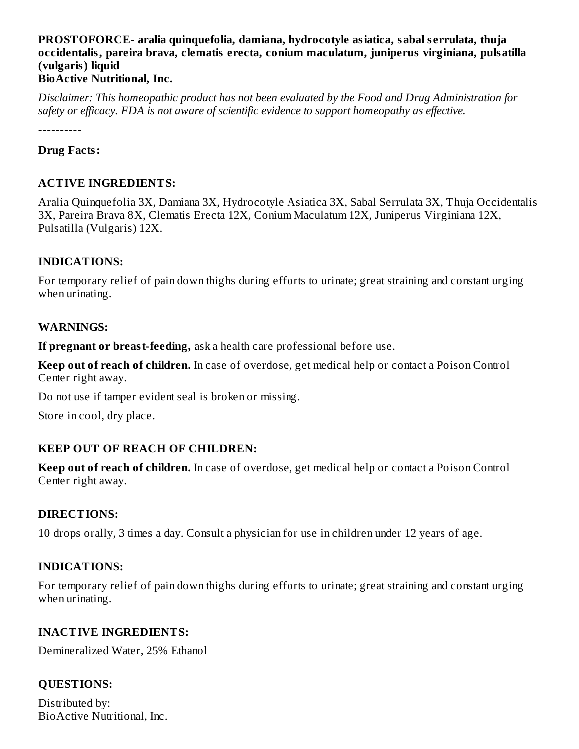**PROSTOFORCE- aralia quinquefolia, damiana, hydrocotyle asiatica, sabal serrulata, thuja occidentalis, pareira brava, clematis erecta, conium maculatum, juniperus virginiana, pulsatilla (vulgaris) liquid**
**BioActive Nutritional, Inc.**

*Disclaimer: This homeopathic product has not been evaluated by the Food and Drug Administration for safety or efficacy. FDA is not aware of scientific evidence to support homeopathy as effective.*

----------

**Drug Facts:**

### ACTIVE INGREDIENTS:

Aralia Quinquefolia 3X, Damiana 3X, Hydrocotyle Asiatica 3X, Sabal Serrulata 3X, Thuja Occidentalis 3X, Pareira Brava 8X, Clematis Erecta 12X, Conium Maculatum 12X, Juniperus Virginiana 12X, Pulsatilla (Vulgaris) 12X.

### INDICATIONS:

For temporary relief of pain down thighs during efforts to urinate; great straining and constant urging when urinating.

### WARNINGS:

**If pregnant or breast-feeding,** ask a health care professional before use.

**Keep out of reach of children.** In case of overdose, get medical help or contact a Poison Control Center right away.

Do not use if tamper evident seal is broken or missing.

Store in cool, dry place.

### KEEP OUT OF REACH OF CHILDREN:

**Keep out of reach of children.** In case of overdose, get medical help or contact a Poison Control Center right away.

### DIRECTIONS:

10 drops orally, 3 times a day. Consult a physician for use in children under 12 years of age.

### INDICATIONS:

For temporary relief of pain down thighs during efforts to urinate; great straining and constant urging when urinating.

### INACTIVE INGREDIENTS:

Demineralized Water, 25% Ethanol

### QUESTIONS:

Distributed by:
BioActive Nutritional, Inc.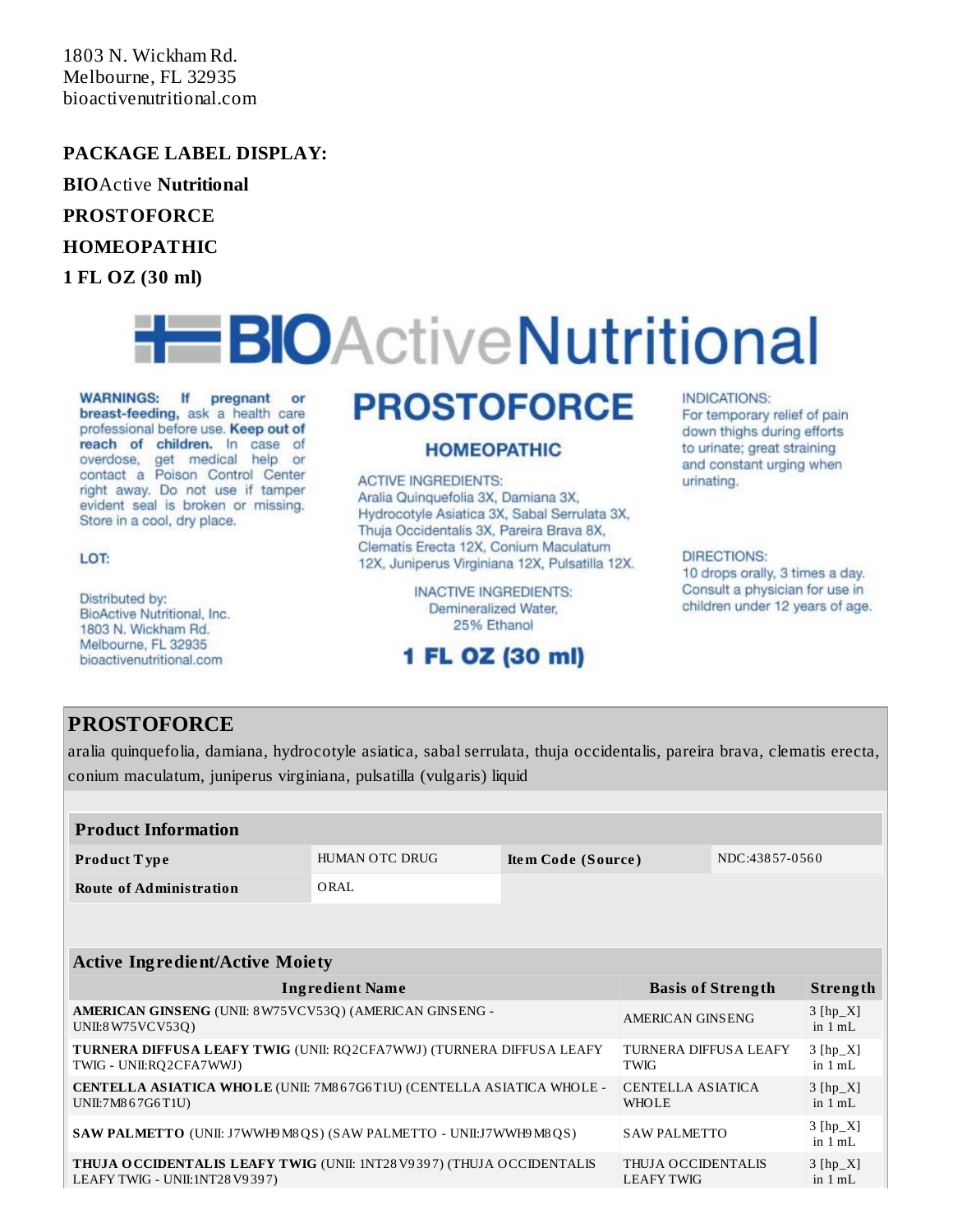1803 N. Wickham Rd.
Melbourne, FL 32935
bioactivenutritional.com

**PACKAGE LABEL DISPLAY:**

**BIO**Active **Nutritional**

**PROSTOFORCE**

**HOMEOPATHIC**

**1 FL OZ (30 ml)**

BIOActiveNutritional

**WARNINGS: If pregnant or breast-feeding,** ask a health care professional before use. **Keep out of reach of children.** In case of overdose, get medical help or contact a Poison Control Center right away. Do not use if tamper evident seal is broken or missing. Store in a cool, dry place.

LOT:

Distributed by:
BioActive Nutritional, Inc.
1803 N. Wickham Rd.
Melbourne, FL 32935
bioactivenutritional.com

**PROSTOFORCE**

**HOMEOPATHIC**

ACTIVE INGREDIENTS:
Aralia Quinquefolia 3X, Damiana 3X, Hydrocotyle Asiatica 3X, Sabal Serrulata 3X, Thuja Occidentalis 3X, Pareira Brava 8X, Clematis Erecta 12X, Conium Maculatum 12X, Juniperus Virginiana 12X, Pulsatilla 12X.

INACTIVE INGREDIENTS:
Demineralized Water,
25% Ethanol

**1 FL OZ (30 ml)**

INDICATIONS:
For temporary relief of pain down thighs during efforts to urinate; great straining and constant urging when urinating.

DIRECTIONS:
10 drops orally, 3 times a day. Consult a physician for use in children under 12 years of age.

## PROSTOFORCE

aralia quinquefolia, damiana, hydrocotyle asiatica, sabal serrulata, thuja occidentalis, pareira brava, clematis erecta, conium maculatum, juniperus virginiana, pulsatilla (vulgaris) liquid

| Product Information | | | |
|---|---|---|---|
| **Product Type** | HUMAN OTC DRUG | **Item Code (Source)** | NDC:43857-0560 |
| **Route of Administration** | ORAL | | |

| Active Ingredient/Active Moiety | | |
|---|---|---|
| **Ingredient Name** | **Basis of Strength** | **Strength** |
| **AMERICAN GINSENG** (UNII: 8W75VCV53Q) (AMERICAN GINSENG - UNII:8W75VCV53Q) | AMERICAN GINSENG | 3 [hp_X] in 1 mL |
| **TURNERA DIFFUSA LEAFY TWIG** (UNII: RQ2CFA7WWJ) (TURNERA DIFFUSA LEAFY TWIG - UNII:RQ2CFA7WWJ) | TURNERA DIFFUSA LEAFY TWIG | 3 [hp_X] in 1 mL |
| **CENTELLA ASIATICA WHOLE** (UNII: 7M867G6T1U) (CENTELLA ASIATICA WHOLE - UNII:7M867G6T1U) | CENTELLA ASIATICA WHOLE | 3 [hp_X] in 1 mL |
| **SAW PALMETTO** (UNII: J7WWH9M8QS) (SAW PALMETTO - UNII:J7WWH9M8QS) | SAW PALMETTO | 3 [hp_X] in 1 mL |
| **THUJA OCCIDENTALIS LEAFY TWIG** (UNII: 1NT28V9397) (THUJA OCCIDENTALIS LEAFY TWIG - UNII:1NT28V9397) | THUJA OCCIDENTALIS LEAFY TWIG | 3 [hp_X] in 1 mL |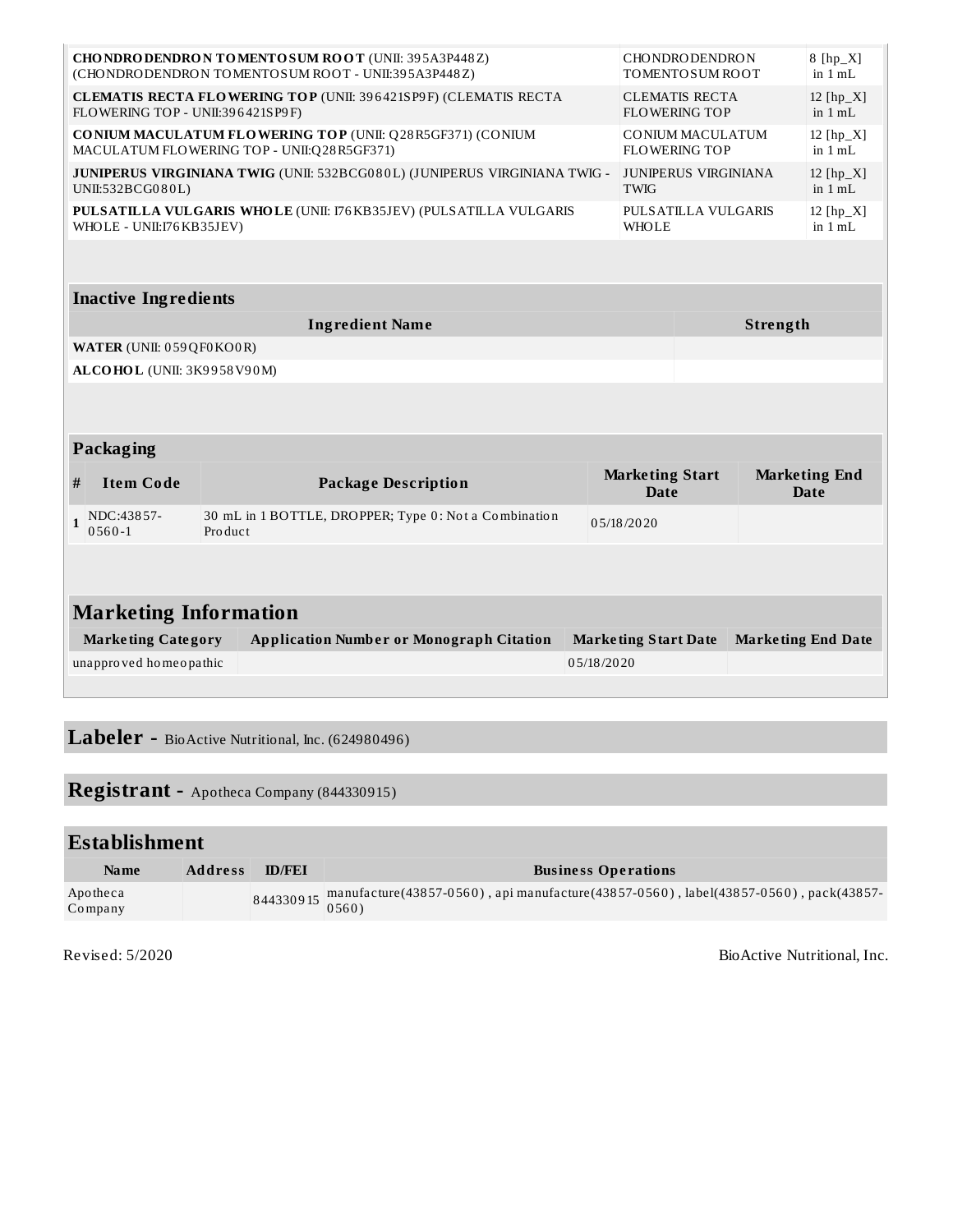| | | |
|---|---|---|
| **CHONDRODENDRON TOMENTOSUM ROOT** (UNII: 395A3P448Z) (CHONDRODENDRON TOMENTOSUM ROOT - UNII:395A3P448Z) | CHONDRODENDRON TOMENTOSUM ROOT | 8 [hp_X] in 1 mL |
| **CLEMATIS RECTA FLOWERING TOP** (UNII: 396421SP9F) (CLEMATIS RECTA FLOWERING TOP - UNII:396421SP9F) | CLEMATIS RECTA FLOWERING TOP | 12 [hp_X] in 1 mL |
| **CONIUM MACULATUM FLOWERING TOP** (UNII: Q28R5GF371) (CONIUM MACULATUM FLOWERING TOP - UNII:Q28R5GF371) | CONIUM MACULATUM FLOWERING TOP | 12 [hp_X] in 1 mL |
| **JUNIPERUS VIRGINIANA TWIG** (UNII: 532BCG080L) (JUNIPERUS VIRGINIANA TWIG - UNII:532BCG080L) | JUNIPERUS VIRGINIANA TWIG | 12 [hp_X] in 1 mL |
| **PULSATILLA VULGARIS WHOLE** (UNII: I76KB35JEV) (PULSATILLA VULGARIS WHOLE - UNII:I76KB35JEV) | PULSATILLA VULGARIS WHOLE | 12 [hp_X] in 1 mL |

## Inactive Ingredients

| Ingredient Name | Strength |
|---|---|
| **WATER** (UNII: 059QF0KO0R) | |
| **ALCOHOL** (UNII: 3K9958V90M) | |

## Packaging

| # | Item Code | Package Description | Marketing Start Date | Marketing End Date |
|---|---|---|---|---|
| 1 | NDC:43857-0560-1 | 30 mL in 1 BOTTLE, DROPPER; Type 0: Not a Combination Product | 05/18/2020 | |

## Marketing Information

| Marketing Category | Application Number or Monograph Citation | Marketing Start Date | Marketing End Date |
|---|---|---|---|
| unapproved homeopathic | | 05/18/2020 | |

## Labeler - BioActive Nutritional, Inc. (624980496)

## Registrant - Apotheca Company (844330915)

## Establishment

| Name | Address | ID/FEI | Business Operations |
|---|---|---|---|
| Apotheca Company | | 844330915 | manufacture(43857-0560) , api manufacture(43857-0560) , label(43857-0560) , pack(43857-0560) |

Revised: 5/2020

BioActive Nutritional, Inc.